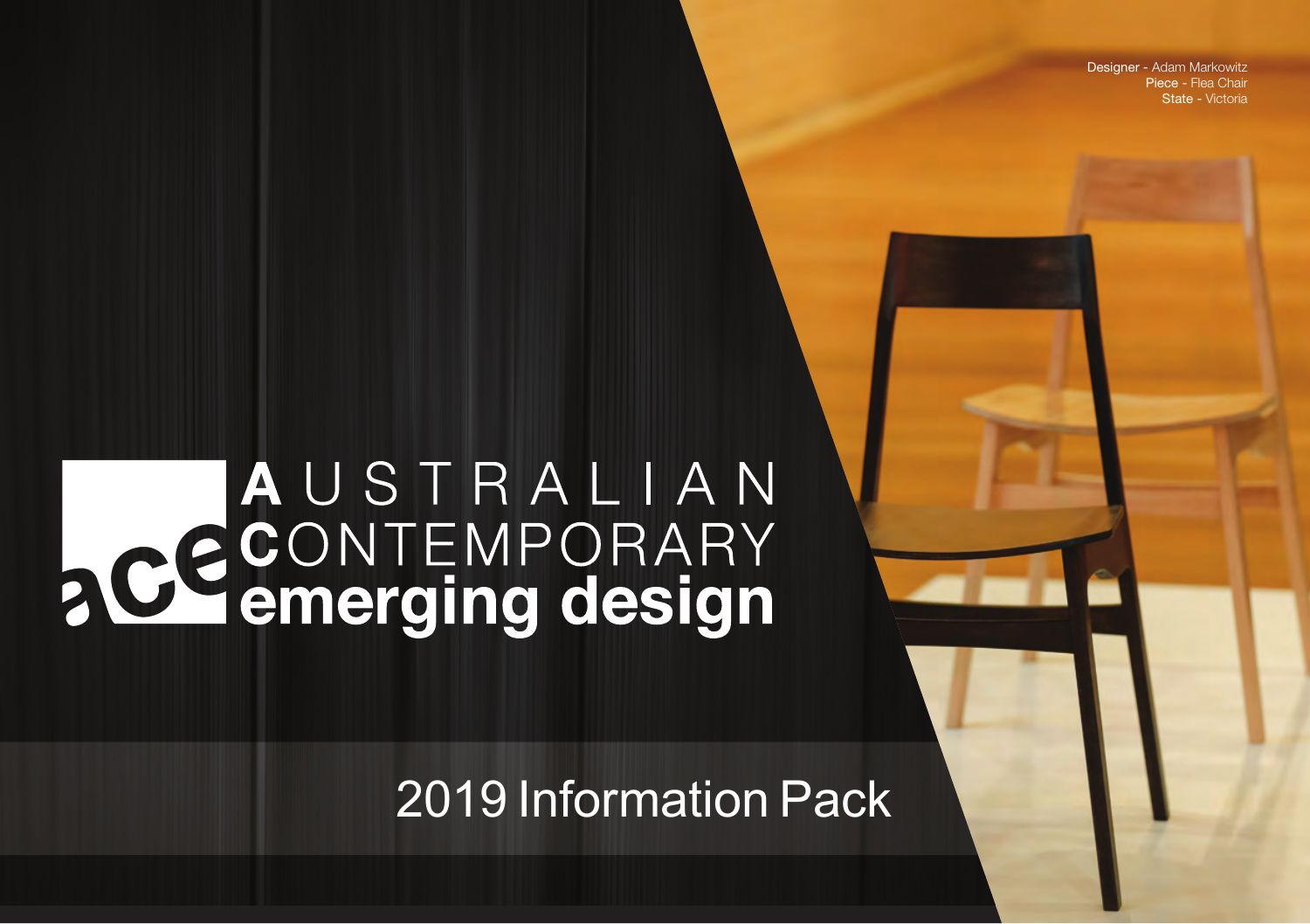Designer - Adam Markowitz
Piece - Flea Chair
State - Victoria

# AUSTRALIAN CONTEMPORARY emerging design

## 2019 Information Pack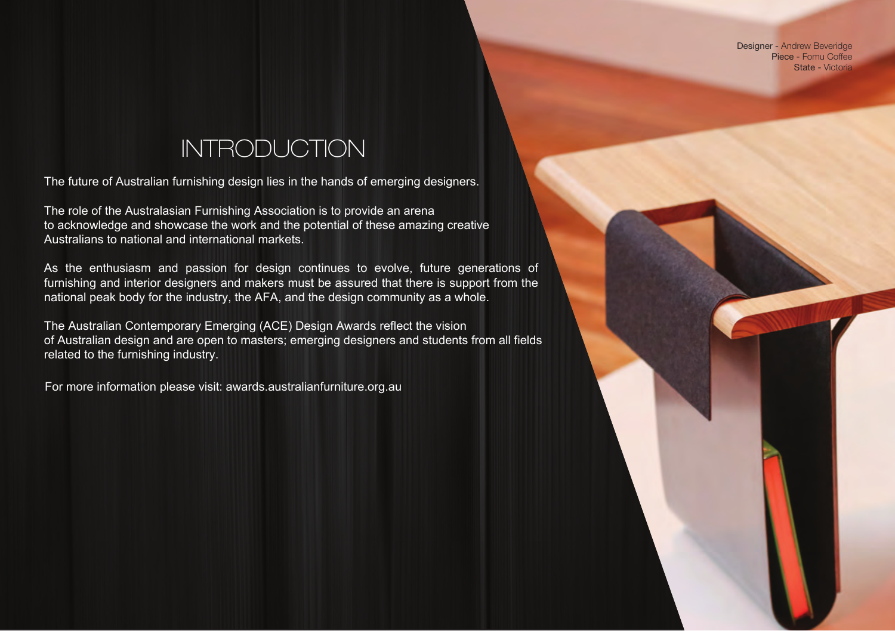Designer - Andrew Beveridge
Piece - Fomu Coffee
State - Victoria

# INTRODUCTION

The future of Australian furnishing design lies in the hands of emerging designers.

The role of the Australasian Furnishing Association is to provide an arena to acknowledge and showcase the work and the potential of these amazing creative Australians to national and international markets.

As the enthusiasm and passion for design continues to evolve, future generations of furnishing and interior designers and makers must be assured that there is support from the national peak body for the industry, the AFA, and the design community as a whole.

The Australian Contemporary Emerging (ACE) Design Awards reflect the vision of Australian design and are open to masters; emerging designers and students from all fields related to the furnishing industry.

For more information please visit: awards.australianfurniture.org.au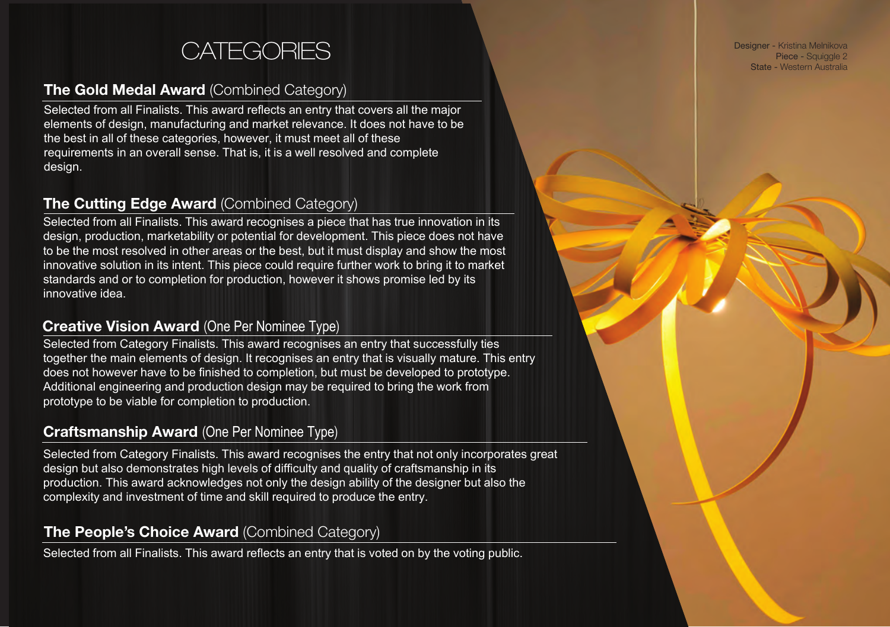# CATEGORIES

Designer - Kristina Melnikova
Piece - Squiggle 2
State - Western Australia

## **The Gold Medal Award** (Combined Category)

Selected from all Finalists. This award reflects an entry that covers all the major elements of design, manufacturing and market relevance. It does not have to be the best in all of these categories, however, it must meet all of these requirements in an overall sense. That is, it is a well resolved and complete design.

## **The Cutting Edge Award** (Combined Category)

Selected from all Finalists. This award recognises a piece that has true innovation in its design, production, marketability or potential for development. This piece does not have to be the most resolved in other areas or the best, but it must display and show the most innovative solution in its intent. This piece could require further work to bring it to market standards and or to completion for production, however it shows promise led by its innovative idea.

## **Creative Vision Award** (One Per Nominee Type)

Selected from Category Finalists. This award recognises an entry that successfully ties together the main elements of design. It recognises an entry that is visually mature. This entry does not however have to be finished to completion, but must be developed to prototype. Additional engineering and production design may be required to bring the work from prototype to be viable for completion to production.

## **Craftsmanship Award** (One Per Nominee Type)

Selected from Category Finalists. This award recognises the entry that not only incorporates great design but also demonstrates high levels of difficulty and quality of craftsmanship in its production. This award acknowledges not only the design ability of the designer but also the complexity and investment of time and skill required to produce the entry.

## **The People's Choice Award** (Combined Category)

Selected from all Finalists. This award reflects an entry that is voted on by the voting public.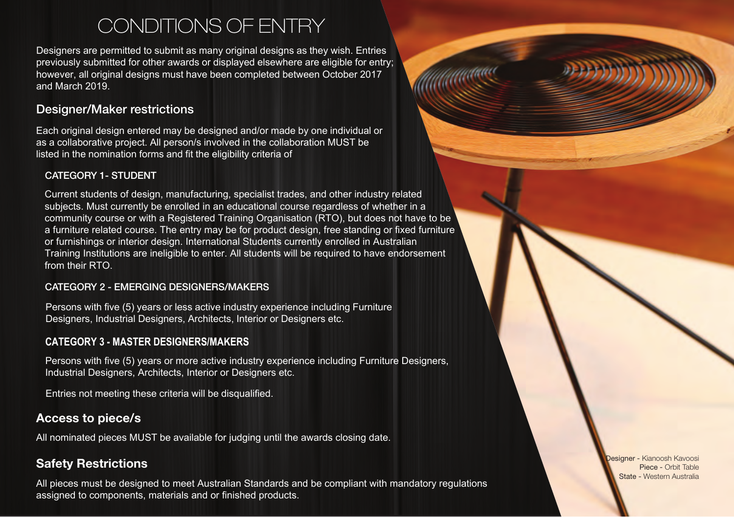# CONDITIONS OF ENTRY

Designers are permitted to submit as many original designs as they wish. Entries previously submitted for other awards or displayed elsewhere are eligible for entry; however, all original designs must have been completed between October 2017 and March 2019.

## Designer/Maker restrictions

Each original design entered may be designed and/or made by one individual or as a collaborative project. All person/s involved in the collaboration MUST be listed in the nomination forms and fit the eligibility criteria of

### CATEGORY 1- STUDENT

Current students of design, manufacturing, specialist trades, and other industry related subjects. Must currently be enrolled in an educational course regardless of whether in a community course or with a Registered Training Organisation (RTO), but does not have to be a furniture related course. The entry may be for product design, free standing or fixed furniture or furnishings or interior design. International Students currently enrolled in Australian Training Institutions are ineligible to enter. All students will be required to have endorsement from their RTO.

### CATEGORY 2 - EMERGING DESIGNERS/MAKERS

Persons with five (5) years or less active industry experience including Furniture Designers, Industrial Designers, Architects, Interior or Designers etc.

### CATEGORY 3 - MASTER DESIGNERS/MAKERS

Persons with five (5) years or more active industry experience including Furniture Designers, Industrial Designers, Architects, Interior or Designers etc.

Entries not meeting these criteria will be disqualified.

## Access to piece/s

All nominated pieces MUST be available for judging until the awards closing date.

## Safety Restrictions

All pieces must be designed to meet Australian Standards and be compliant with mandatory regulations assigned to components, materials and or finished products.

Designer - Kianoosh Kavoosi
Piece - Orbit Table
State - Western Australia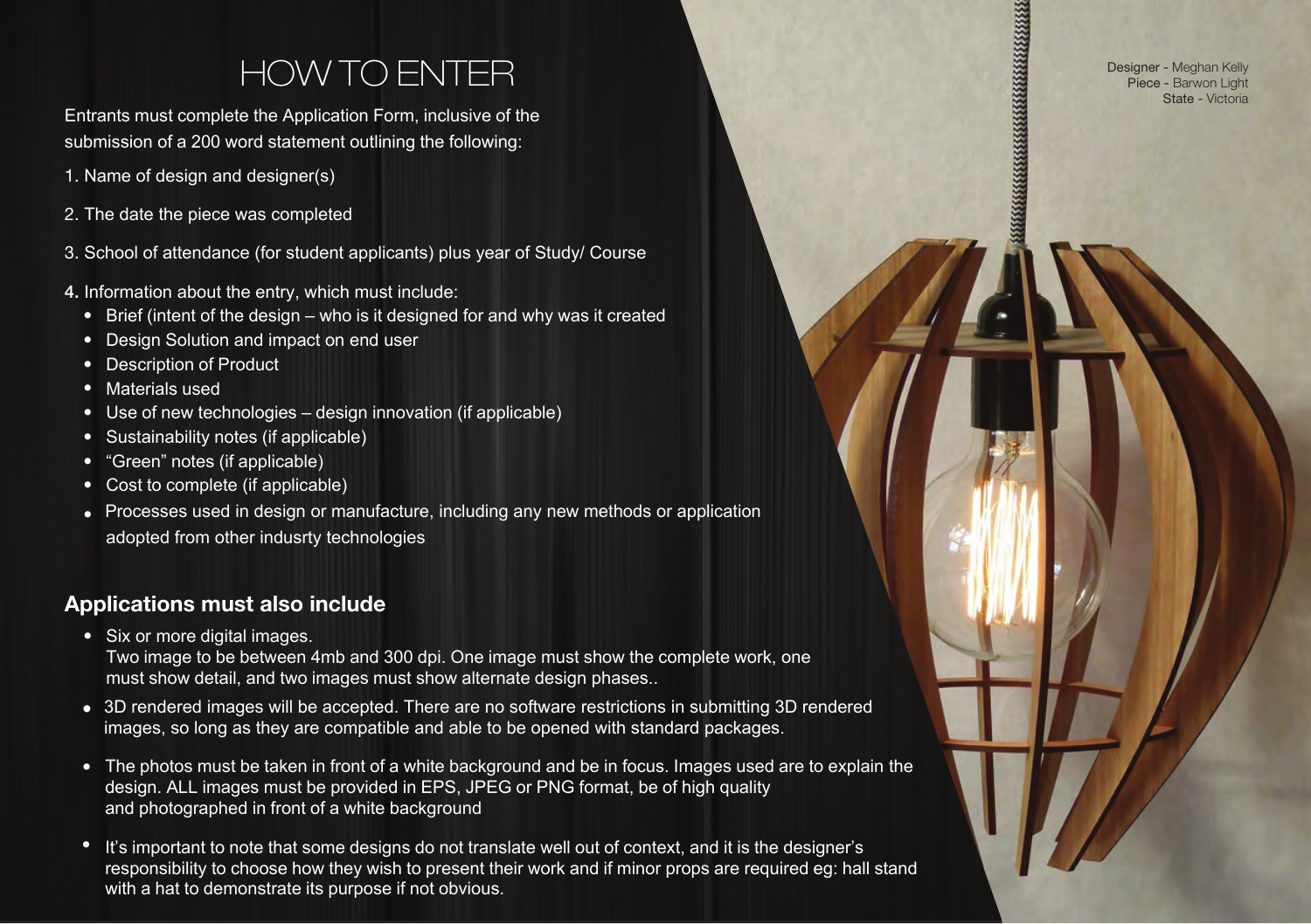# HOW TO ENTER

Entrants must complete the Application Form, inclusive of the submission of a 200 word statement outlining the following:

1. Name of design and designer(s)
2. The date the piece was completed
3. School of attendance (for student applicants) plus year of Study/ Course
4. Information about the entry, which must include:
   - Brief (intent of the design – who is it designed for and why was it created
   - Design Solution and impact on end user
   - Description of Product
   - Materials used
   - Use of new technologies – design innovation (if applicable)
   - Sustainability notes (if applicable)
   - "Green" notes (if applicable)
   - Cost to complete (if applicable)
   - Processes used in design or manufacture, including any new methods or application adopted from other indusrty technologies

## Applications must also include

- Six or more digital images.
  Two image to be between 4mb and 300 dpi. One image must show the complete work, one must show detail, and two images must show alternate design phases..
- 3D rendered images will be accepted. There are no software restrictions in submitting 3D rendered images, so long as they are compatible and able to be opened with standard packages.
- The photos must be taken in front of a white background and be in focus. Images used are to explain the design. ALL images must be provided in EPS, JPEG or PNG format, be of high quality and photographed in front of a white background
- It's important to note that some designs do not translate well out of context, and it is the designer's responsibility to choose how they wish to present their work and if minor props are required eg: hall stand with a hat to demonstrate its purpose if not obvious.

Designer - Meghan Kelly
Piece - Barwon Light
State - Victoria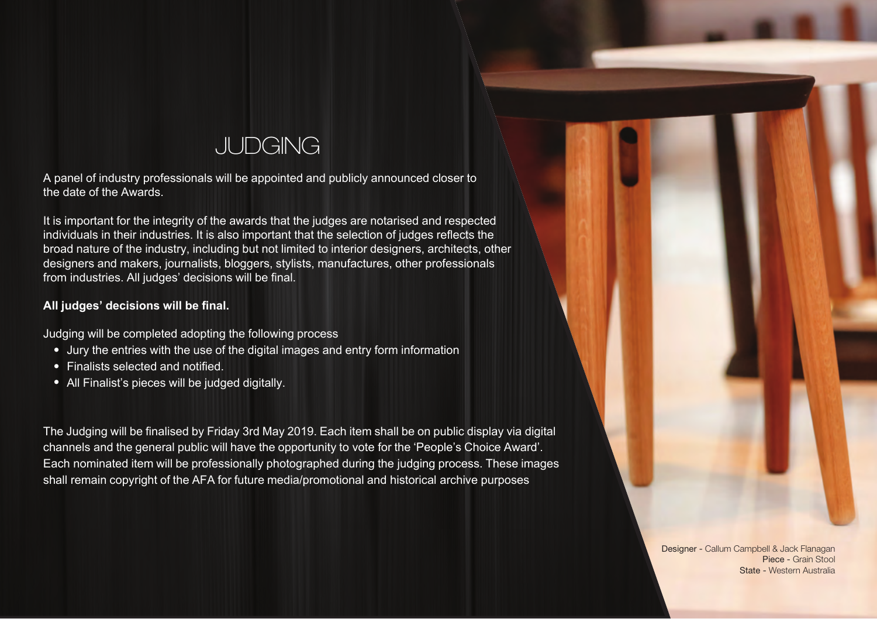# JUDGING

A panel of industry professionals will be appointed and publicly announced closer to the date of the Awards.

It is important for the integrity of the awards that the judges are notarised and respected individuals in their industries. It is also important that the selection of judges reflects the broad nature of the industry, including but not limited to interior designers, architects, other designers and makers, journalists, bloggers, stylists, manufactures, other professionals from industries. All judges' decisions will be final.

**All judges' decisions will be final.**

Judging will be completed adopting the following process

- Jury the entries with the use of the digital images and entry form information
- Finalists selected and notified.
- All Finalist's pieces will be judged digitally.

The Judging will be finalised by Friday 3rd May 2019. Each item shall be on public display via digital channels and the general public will have the opportunity to vote for the 'People's Choice Award'. Each nominated item will be professionally photographed during the judging process. These images shall remain copyright of the AFA for future media/promotional and historical archive purposes

Designer - Callum Campbell & Jack Flanagan
Piece - Grain Stool
State - Western Australia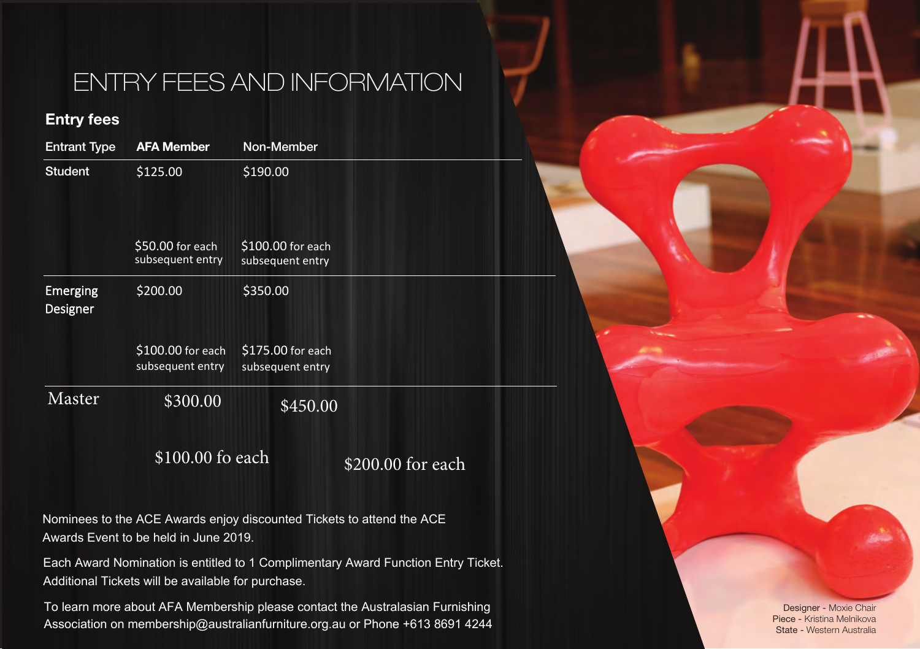# ENTRY FEES AND INFORMATION

## Entry fees

| Entrant Type | AFA Member | Non-Member |
|---|---|---|
| Student | $125.00<br>$50.00 for each subsequent entry | $190.00<br>$100.00 for each subsequent entry |
| Emerging Designer | $200.00<br>$100.00 for each subsequent entry | $350.00<br>$175.00 for each subsequent entry |
| Master | $300.00<br>$100.00 fo each | $450.00<br>$200.00 for each |

Nominees to the ACE Awards enjoy discounted Tickets to attend the ACE Awards Event to be held in June 2019.

Each Award Nomination is entitled to 1 Complimentary Award Function Entry Ticket. Additional Tickets will be available for purchase.

To learn more about AFA Membership please contact the Australasian Furnishing Association on membership@australianfurniture.org.au or Phone +613 8691 4244

Designer - Moxie Chair
Piece - Kristina Melnikova
State - Western Australia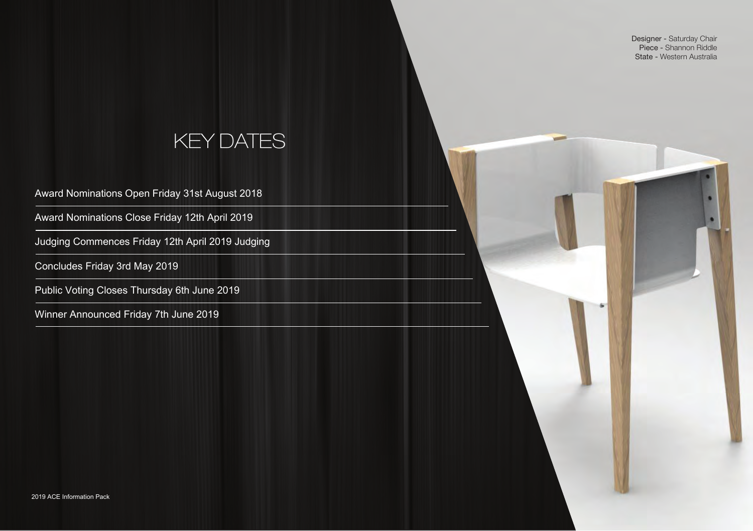Designer - Saturday Chair
Piece - Shannon Riddle
State - Western Australia

# KEY DATES

Award Nominations Open Friday 31st August 2018

Award Nominations Close Friday 12th April 2019

Judging Commences Friday 12th April 2019 Judging

Concludes Friday 3rd May 2019

Public Voting Closes Thursday 6th June 2019

Winner Announced Friday 7th June 2019